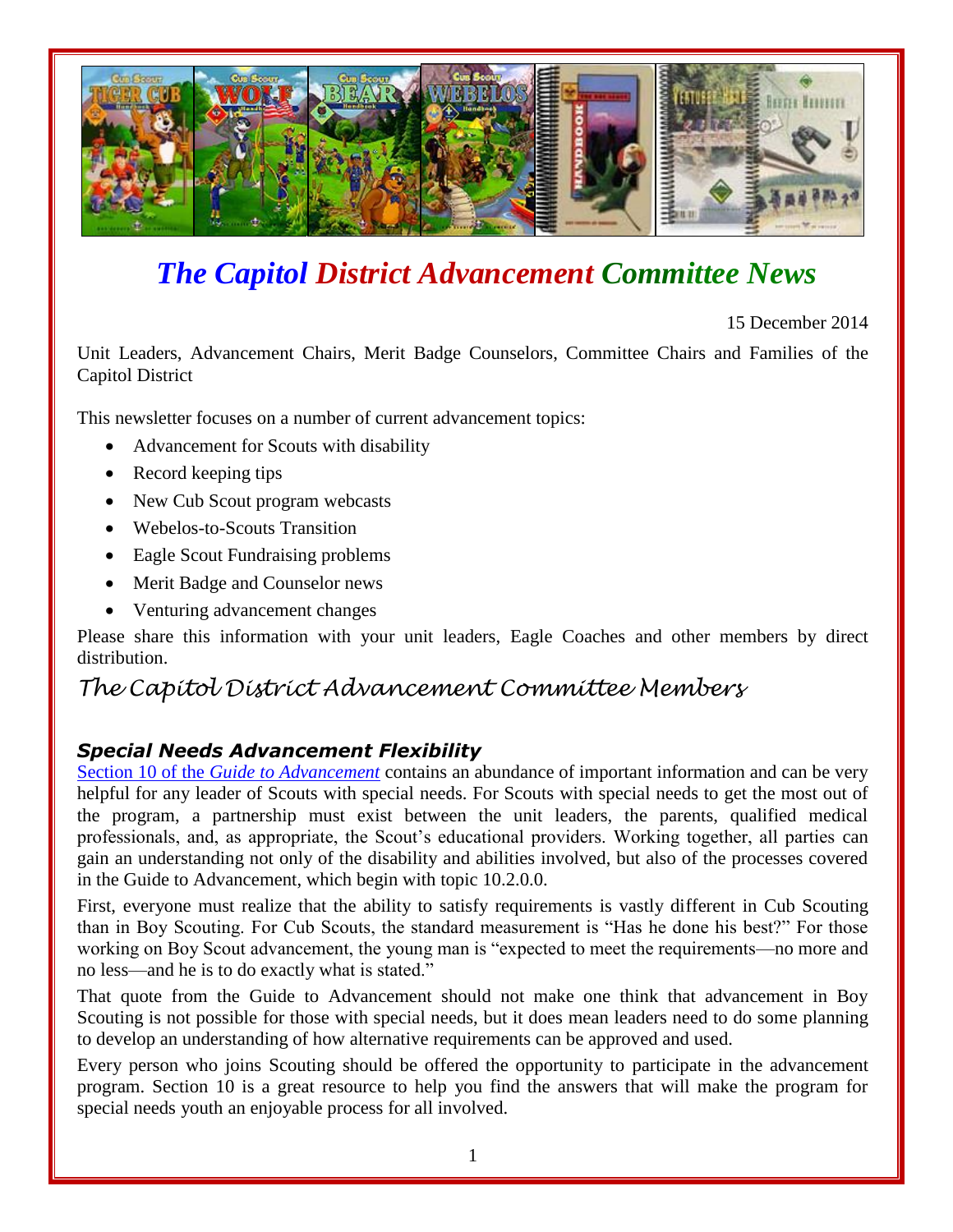# *The Capitol District Advancement Committee News*

15 December 2014

Unit Leaders, Advancement Chairs, Merit Badge Counselors, Committee Chairs and Families of the Capitol District

This newsletter focuses on a number of current advancement topics:

- Advancement for Scouts with disability
- Record keeping tips
- New Cub Scout program webcasts
- Webelos-to-Scouts Transition
- Eagle Scout Fundraising problems
- Merit Badge and Counselor news
- Venturing advancement changes

Please share this information with your unit leaders, Eagle Coaches and other members by direct distribution.

*The Capitol District Advancement Committee Members*

### *Special Needs Advancement Flexibility*

Section 10 of the *Guide to Advancement* contains an abundance of important information and can be very helpful for any leader of Scouts with special needs. For Scouts with special needs to get the most out of the program, a partnership must exist between the unit leaders, the parents, qualified medical professionals, and, as appropriate, the Scout's educational providers. Working together, all parties can gain an understanding not only of the disability and abilities involved, but also of the processes covered in the Guide to Advancement, which begin with topic 10.2.0.0.

First, everyone must realize that the ability to satisfy requirements is vastly different in Cub Scouting than in Boy Scouting. For Cub Scouts, the standard measurement is "Has he done his best?" For those working on Boy Scout advancement, the young man is "expected to meet the requirements—no more and no less—and he is to do exactly what is stated."

That quote from the Guide to Advancement should not make one think that advancement in Boy Scouting is not possible for those with special needs, but it does mean leaders need to do some planning to develop an understanding of how alternative requirements can be approved and used.

Every person who joins Scouting should be offered the opportunity to participate in the advancement program. Section 10 is a great resource to help you find the answers that will make the program for special needs youth an enjoyable process for all involved.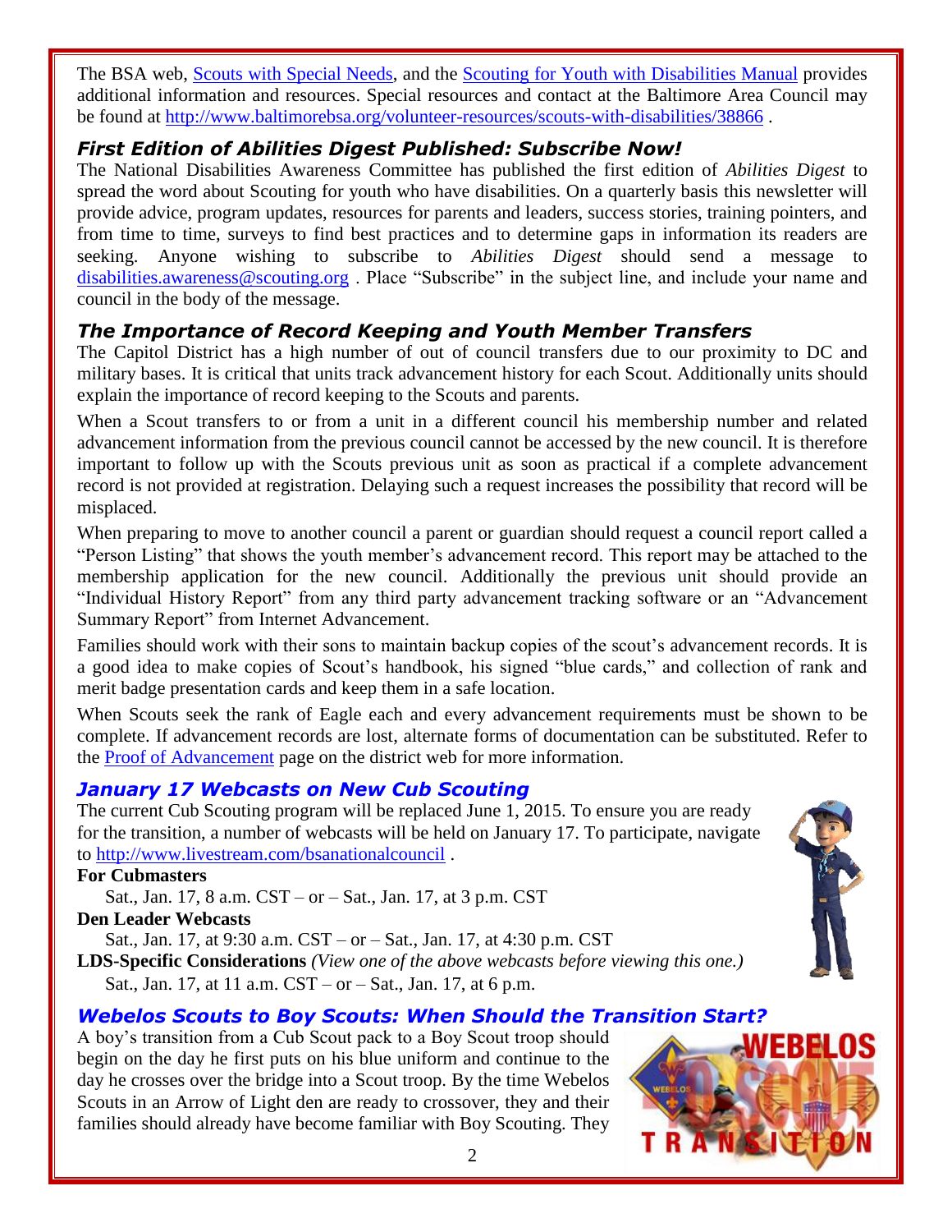The BSA web, [Scouts with Special Needs](), and the [Scouting for Youth with Disabilities Manual]() provides additional information and resources. Special resources and contact at the Baltimore Area Council may be found at http://www.baltimorebsa.org/volunteer-resources/scouts-with-disabilities/38866 .

## *First Edition of Abilities Digest Published: Subscribe Now!*

The National Disabilities Awareness Committee has published the first edition of *Abilities Digest* to spread the word about Scouting for youth who have disabilities. On a quarterly basis this newsletter will provide advice, program updates, resources for parents and leaders, success stories, training pointers, and from time to time, surveys to find best practices and to determine gaps in information its readers are seeking. Anyone wishing to subscribe to *Abilities Digest* should send a message to disabilities.awareness@scouting.org . Place "Subscribe" in the subject line, and include your name and council in the body of the message.

## *The Importance of Record Keeping and Youth Member Transfers*

The Capitol District has a high number of out of council transfers due to our proximity to DC and military bases. It is critical that units track advancement history for each Scout. Additionally units should explain the importance of record keeping to the Scouts and parents.

When a Scout transfers to or from a unit in a different council his membership number and related advancement information from the previous council cannot be accessed by the new council. It is therefore important to follow up with the Scouts previous unit as soon as practical if a complete advancement record is not provided at registration. Delaying such a request increases the possibility that record will be misplaced.

When preparing to move to another council a parent or guardian should request a council report called a "Person Listing" that shows the youth member's advancement record. This report may be attached to the membership application for the new council. Additionally the previous unit should provide an "Individual History Report" from any third party advancement tracking software or an "Advancement Summary Report" from Internet Advancement.

Families should work with their sons to maintain backup copies of the scout's advancement records. It is a good idea to make copies of Scout's handbook, his signed "blue cards," and collection of rank and merit badge presentation cards and keep them in a safe location.

When Scouts seek the rank of Eagle each and every advancement requirements must be shown to be complete. If advancement records are lost, alternate forms of documentation can be substituted. Refer to the [Proof of Advancement]() page on the district web for more information.

## *January 17 Webcasts on New Cub Scouting*

The current Cub Scouting program will be replaced June 1, 2015. To ensure you are ready for the transition, a number of webcasts will be held on January 17. To participate, navigate to http://www.livestream.com/bsanationalcouncil .

**For Cubmasters**

Sat., Jan. 17, 8 a.m. CST – or – Sat., Jan. 17, at 3 p.m. CST

**Den Leader Webcasts**

Sat., Jan. 17, at 9:30 a.m. CST – or – Sat., Jan. 17, at 4:30 p.m. CST

**LDS-Specific Considerations** *(View one of the above webcasts before viewing this one.)*

Sat., Jan. 17, at 11 a.m. CST – or – Sat., Jan. 17, at 6 p.m.

## *Webelos Scouts to Boy Scouts: When Should the Transition Start?*

A boy's transition from a Cub Scout pack to a Boy Scout troop should begin on the day he first puts on his blue uniform and continue to the day he crosses over the bridge into a Scout troop. By the time Webelos Scouts in an Arrow of Light den are ready to crossover, they and their families should already have become familiar with Boy Scouting. They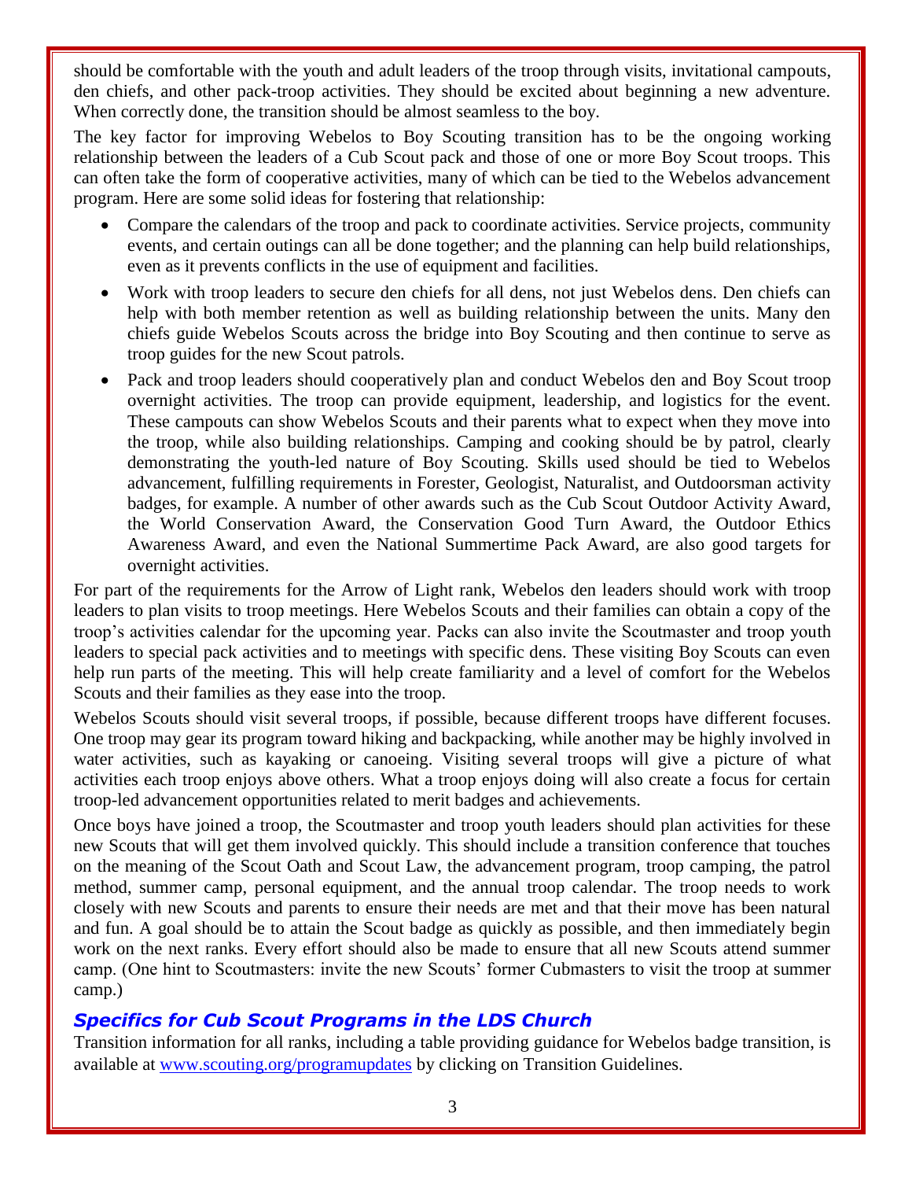should be comfortable with the youth and adult leaders of the troop through visits, invitational campouts, den chiefs, and other pack-troop activities. They should be excited about beginning a new adventure. When correctly done, the transition should be almost seamless to the boy.

The key factor for improving Webelos to Boy Scouting transition has to be the ongoing working relationship between the leaders of a Cub Scout pack and those of one or more Boy Scout troops. This can often take the form of cooperative activities, many of which can be tied to the Webelos advancement program. Here are some solid ideas for fostering that relationship:

- Compare the calendars of the troop and pack to coordinate activities. Service projects, community events, and certain outings can all be done together; and the planning can help build relationships, even as it prevents conflicts in the use of equipment and facilities.
- Work with troop leaders to secure den chiefs for all dens, not just Webelos dens. Den chiefs can help with both member retention as well as building relationship between the units. Many den chiefs guide Webelos Scouts across the bridge into Boy Scouting and then continue to serve as troop guides for the new Scout patrols.
- Pack and troop leaders should cooperatively plan and conduct Webelos den and Boy Scout troop overnight activities. The troop can provide equipment, leadership, and logistics for the event. These campouts can show Webelos Scouts and their parents what to expect when they move into the troop, while also building relationships. Camping and cooking should be by patrol, clearly demonstrating the youth-led nature of Boy Scouting. Skills used should be tied to Webelos advancement, fulfilling requirements in Forester, Geologist, Naturalist, and Outdoorsman activity badges, for example. A number of other awards such as the Cub Scout Outdoor Activity Award, the World Conservation Award, the Conservation Good Turn Award, the Outdoor Ethics Awareness Award, and even the National Summertime Pack Award, are also good targets for overnight activities.

For part of the requirements for the Arrow of Light rank, Webelos den leaders should work with troop leaders to plan visits to troop meetings. Here Webelos Scouts and their families can obtain a copy of the troop's activities calendar for the upcoming year. Packs can also invite the Scoutmaster and troop youth leaders to special pack activities and to meetings with specific dens. These visiting Boy Scouts can even help run parts of the meeting. This will help create familiarity and a level of comfort for the Webelos Scouts and their families as they ease into the troop.

Webelos Scouts should visit several troops, if possible, because different troops have different focuses. One troop may gear its program toward hiking and backpacking, while another may be highly involved in water activities, such as kayaking or canoeing. Visiting several troops will give a picture of what activities each troop enjoys above others. What a troop enjoys doing will also create a focus for certain troop-led advancement opportunities related to merit badges and achievements.

Once boys have joined a troop, the Scoutmaster and troop youth leaders should plan activities for these new Scouts that will get them involved quickly. This should include a transition conference that touches on the meaning of the Scout Oath and Scout Law, the advancement program, troop camping, the patrol method, summer camp, personal equipment, and the annual troop calendar. The troop needs to work closely with new Scouts and parents to ensure their needs are met and that their move has been natural and fun. A goal should be to attain the Scout badge as quickly as possible, and then immediately begin work on the next ranks. Every effort should also be made to ensure that all new Scouts attend summer camp. (One hint to Scoutmasters: invite the new Scouts' former Cubmasters to visit the troop at summer camp.)

### *Specifics for Cub Scout Programs in the LDS Church*

Transition information for all ranks, including a table providing guidance for Webelos badge transition, is available at [www.scouting.org/programupdates](www.scouting.org/programupdates) by clicking on Transition Guidelines.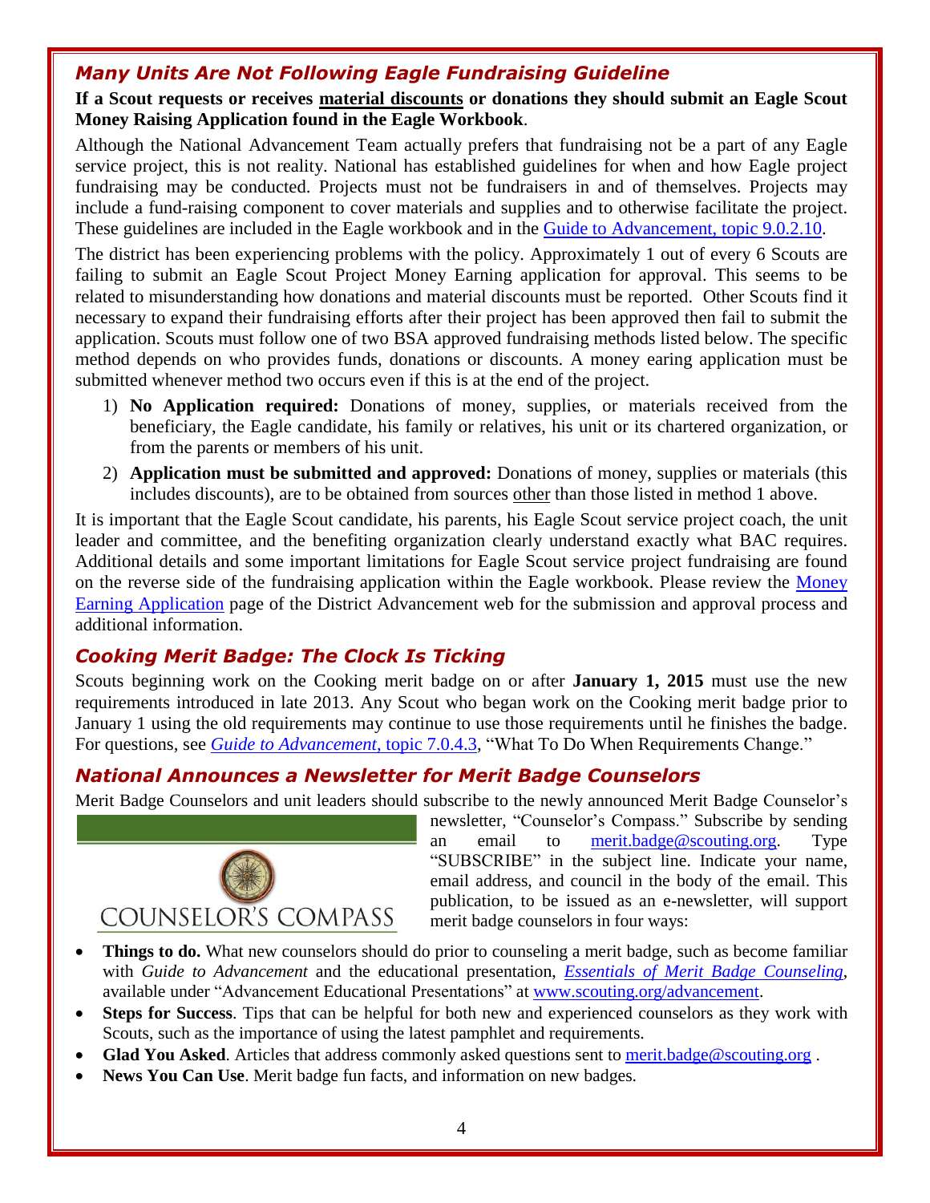## *Many Units Are Not Following Eagle Fundraising Guideline*

**If a Scout requests or receives material discounts or donations they should submit an Eagle Scout Money Raising Application found in the Eagle Workbook**.

Although the National Advancement Team actually prefers that fundraising not be a part of any Eagle service project, this is not reality. National has established guidelines for when and how Eagle project fundraising may be conducted. Projects must not be fundraisers in and of themselves. Projects may include a fund-raising component to cover materials and supplies and to otherwise facilitate the project. These guidelines are included in the Eagle workbook and in the [Guide to Advancement, topic 9.0.2.10](#).

The district has been experiencing problems with the policy. Approximately 1 out of every 6 Scouts are failing to submit an Eagle Scout Project Money Earning application for approval. This seems to be related to misunderstanding how donations and material discounts must be reported. Other Scouts find it necessary to expand their fundraising efforts after their project has been approved then fail to submit the application. Scouts must follow one of two BSA approved fundraising methods listed below. The specific method depends on who provides funds, donations or discounts. A money earing application must be submitted whenever method two occurs even if this is at the end of the project.

1) **No Application required:** Donations of money, supplies, or materials received from the beneficiary, the Eagle candidate, his family or relatives, his unit or its chartered organization, or from the parents or members of his unit.
2) **Application must be submitted and approved:** Donations of money, supplies or materials (this includes discounts), are to be obtained from sources other than those listed in method 1 above.

It is important that the Eagle Scout candidate, his parents, his Eagle Scout service project coach, the unit leader and committee, and the benefiting organization clearly understand exactly what BAC requires. Additional details and some important limitations for Eagle Scout service project fundraising are found on the reverse side of the fundraising application within the Eagle workbook. Please review the [Money Earning Application](#) page of the District Advancement web for the submission and approval process and additional information.

## *Cooking Merit Badge: The Clock Is Ticking*

Scouts beginning work on the Cooking merit badge on or after **January 1, 2015** must use the new requirements introduced in late 2013. Any Scout who began work on the Cooking merit badge prior to January 1 using the old requirements may continue to use those requirements until he finishes the badge. For questions, see [*Guide to Advancement*, topic 7.0.4.3](#), "What To Do When Requirements Change."

## *National Announces a Newsletter for Merit Badge Counselors*

Merit Badge Counselors and unit leaders should subscribe to the newly announced Merit Badge Counselor's newsletter, "Counselor's Compass." Subscribe by sending an email to merit.badge@scouting.org. Type "SUBSCRIBE" in the subject line. Indicate your name, email address, and council in the body of the email. This publication, to be issued as an e-newsletter, will support merit badge counselors in four ways:

COUNSELOR'S COMPASS

- **Things to do.** What new counselors should do prior to counseling a merit badge, such as become familiar with *Guide to Advancement* and the educational presentation, [*Essentials of Merit Badge Counseling*](#), available under "Advancement Educational Presentations" at www.scouting.org/advancement.
- **Steps for Success**. Tips that can be helpful for both new and experienced counselors as they work with Scouts, such as the importance of using the latest pamphlet and requirements.
- **Glad You Asked**. Articles that address commonly asked questions sent to merit.badge@scouting.org .
- **News You Can Use**. Merit badge fun facts, and information on new badges.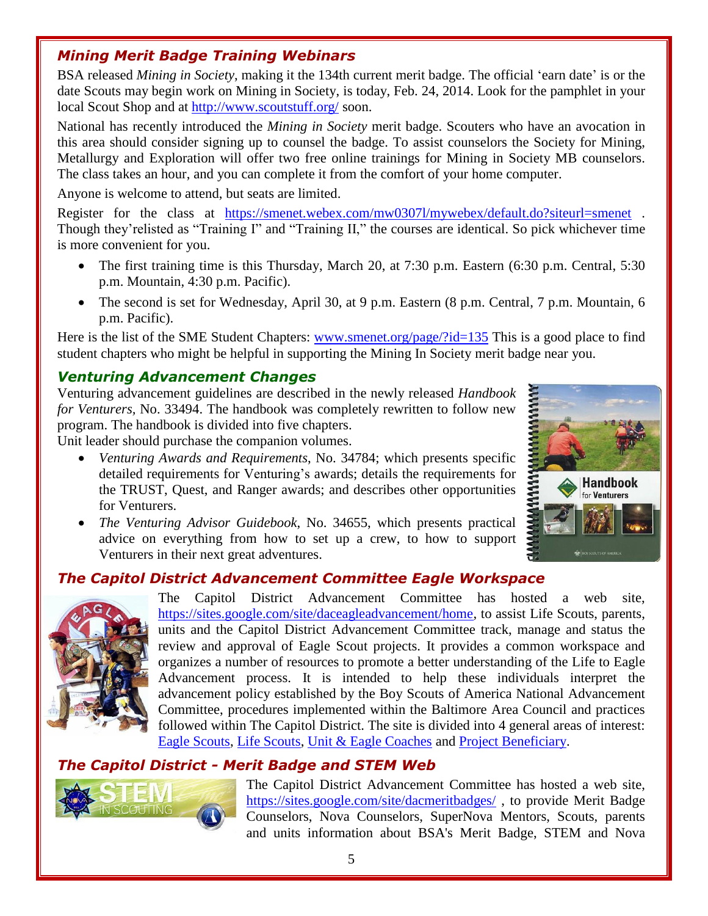### *Mining Merit Badge Training Webinars*

BSA released *Mining in Society*, making it the 134th current merit badge. The official 'earn date' is or the date Scouts may begin work on Mining in Society, is today, Feb. 24, 2014. Look for the pamphlet in your local Scout Shop and at http://www.scoutstuff.org/ soon.

National has recently introduced the *Mining in Society* merit badge. Scouters who have an avocation in this area should consider signing up to counsel the badge. To assist counselors the Society for Mining, Metallurgy and Exploration will offer two free online trainings for Mining in Society MB counselors. The class takes an hour, and you can complete it from the comfort of your home computer.

Anyone is welcome to attend, but seats are limited.

Register for the class at https://smenet.webex.com/mw0307l/mywebex/default.do?siteurl=smenet . Though they'relisted as "Training I" and "Training II," the courses are identical. So pick whichever time is more convenient for you.

- The first training time is this Thursday, March 20, at 7:30 p.m. Eastern (6:30 p.m. Central, 5:30 p.m. Mountain, 4:30 p.m. Pacific).
- The second is set for Wednesday, April 30, at 9 p.m. Eastern (8 p.m. Central, 7 p.m. Mountain, 6 p.m. Pacific).

Here is the list of the SME Student Chapters: www.smenet.org/page/?id=135 This is a good place to find student chapters who might be helpful in supporting the Mining In Society merit badge near you.

### *Venturing Advancement Changes*

Venturing advancement guidelines are described in the newly released *Handbook for Venturers*, No. 33494. The handbook was completely rewritten to follow new program. The handbook is divided into five chapters.

Unit leader should purchase the companion volumes.

- *Venturing Awards and Requirements*, No. 34784; which presents specific detailed requirements for Venturing's awards; details the requirements for the TRUST, Quest, and Ranger awards; and describes other opportunities for Venturers.
- *The Venturing Advisor Guidebook*, No. 34655, which presents practical advice on everything from how to set up a crew, to how to support Venturers in their next great adventures.

### *The Capitol District Advancement Committee Eagle Workspace*

The Capitol District Advancement Committee has hosted a web site, https://sites.google.com/site/daceagleadvancement/home, to assist Life Scouts, parents, units and the Capitol District Advancement Committee track, manage and status the review and approval of Eagle Scout projects. It provides a common workspace and organizes a number of resources to promote a better understanding of the Life to Eagle Advancement process. It is intended to help these individuals interpret the advancement policy established by the Boy Scouts of America National Advancement Committee, procedures implemented within the Baltimore Area Council and practices followed within The Capitol District. The site is divided into 4 general areas of interest: Eagle Scouts, Life Scouts, Unit & Eagle Coaches and Project Beneficiary.

### *The Capitol District - Merit Badge and STEM Web*

The Capitol District Advancement Committee has hosted a web site, https://sites.google.com/site/dacmeritbadges/ , to provide Merit Badge Counselors, Nova Counselors, SuperNova Mentors, Scouts, parents and units information about BSA's Merit Badge, STEM and Nova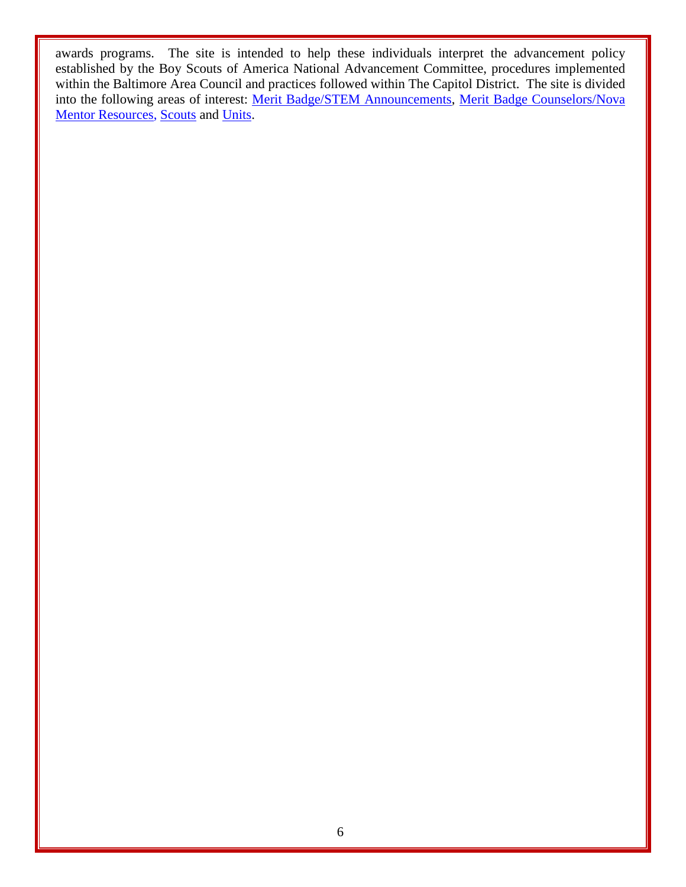awards programs. The site is intended to help these individuals interpret the advancement policy established by the Boy Scouts of America National Advancement Committee, procedures implemented within the Baltimore Area Council and practices followed within The Capitol District. The site is divided into the following areas of interest: Merit Badge/STEM Announcements, Merit Badge Counselors/Nova Mentor Resources, Scouts and Units.